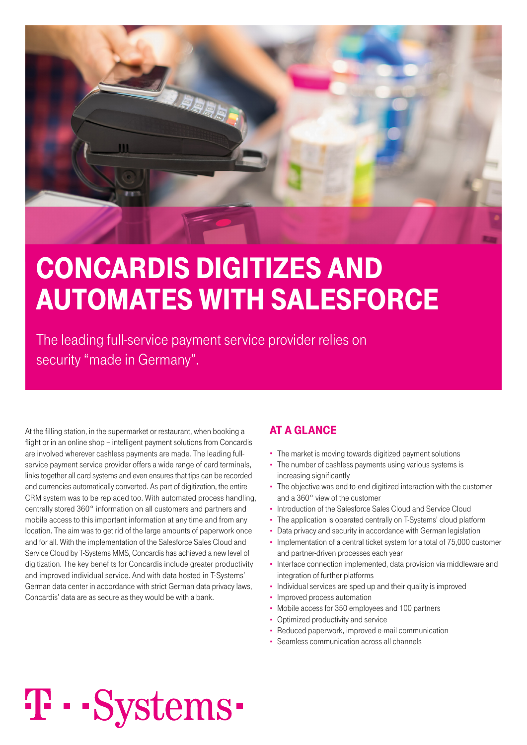# CONCARDIS DIGITIZES AND AUTOMATES WITH SALESFORCE

The leading full-service payment service provider relies on security "made in Germany".

At the filling station, in the supermarket or restaurant, when booking a flight or in an online shop – intelligent payment solutions from Concardis are involved wherever cashless payments are made. The leading full-service payment service provider offers a wide range of card terminals, links together all card systems and even ensures that tips can be recorded and currencies automatically converted. As part of digitization, the entire CRM system was to be replaced too. With automated process handling, centrally stored 360° information on all customers and partners and mobile access to this important information at any time and from any location. The aim was to get rid of the large amounts of paperwork once and for all. With the implementation of the Salesforce Sales Cloud and Service Cloud by T-Systems MMS, Concardis has achieved a new level of digitization. The key benefits for Concardis include greater productivity and improved individual service. And with data hosted in T-Systems' German data center in accordance with strict German data privacy laws, Concardis' data are as secure as they would be with a bank.

## AT A GLANCE

- The market is moving towards digitized payment solutions
- The number of cashless payments using various systems is increasing significantly
- The objective was end-to-end digitized interaction with the customer and a 360° view of the customer
- Introduction of the Salesforce Sales Cloud and Service Cloud
- The application is operated centrally on T-Systems' cloud platform
- Data privacy and security in accordance with German legislation
- Implementation of a central ticket system for a total of 75,000 customer and partner-driven processes each year
- Interface connection implemented, data provision via middleware and integration of further platforms
- Individual services are sped up and their quality is improved
- Improved process automation
- Mobile access for 350 employees and 100 partners
- Optimized productivity and service
- Reduced paperwork, improved e-mail communication
- Seamless communication across all channels

T · · Systems ·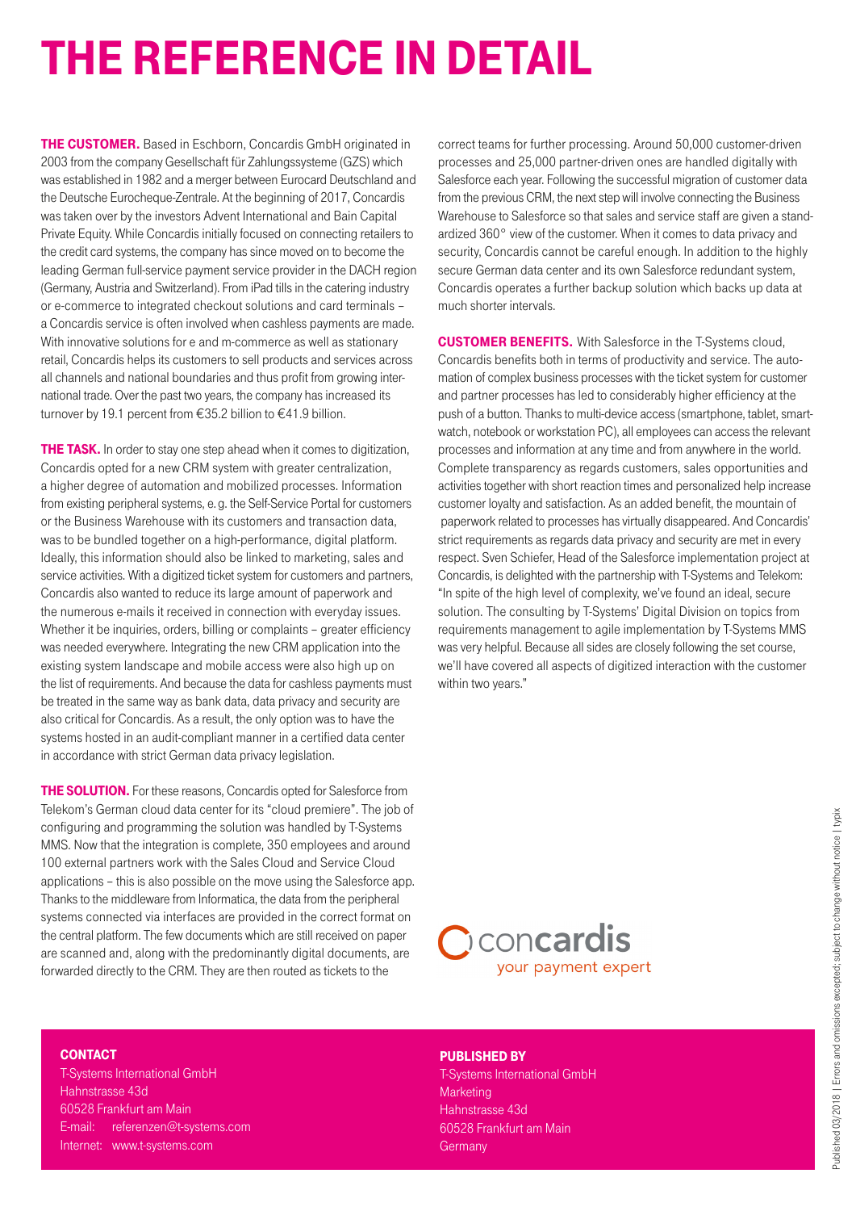# THE REFERENCE IN DETAIL

**THE CUSTOMER.** Based in Eschborn, Concardis GmbH originated in 2003 from the company Gesellschaft für Zahlungssysteme (GZS) which was established in 1982 and a merger between Eurocard Deutschland and the Deutsche Eurocheque-Zentrale. At the beginning of 2017, Concardis was taken over by the investors Advent International and Bain Capital Private Equity. While Concardis initially focused on connecting retailers to the credit card systems, the company has since moved on to become the leading German full-service payment service provider in the DACH region (Germany, Austria and Switzerland). From iPad tills in the catering industry or e-commerce to integrated checkout solutions and card terminals – a Concardis service is often involved when cashless payments are made. With innovative solutions for e and m-commerce as well as stationary retail, Concardis helps its customers to sell products and services across all channels and national boundaries and thus profit from growing international trade. Over the past two years, the company has increased its turnover by 19.1 percent from €35.2 billion to €41.9 billion.

**THE TASK.** In order to stay one step ahead when it comes to digitization, Concardis opted for a new CRM system with greater centralization, a higher degree of automation and mobilized processes. Information from existing peripheral systems, e.g. the Self-Service Portal for customers or the Business Warehouse with its customers and transaction data, was to be bundled together on a high-performance, digital platform. Ideally, this information should also be linked to marketing, sales and service activities. With a digitized ticket system for customers and partners, Concardis also wanted to reduce its large amount of paperwork and the numerous e-mails it received in connection with everyday issues. Whether it be inquiries, orders, billing or complaints – greater efficiency was needed everywhere. Integrating the new CRM application into the existing system landscape and mobile access were also high up on the list of requirements. And because the data for cashless payments must be treated in the same way as bank data, data privacy and security are also critical for Concardis. As a result, the only option was to have the systems hosted in an audit-compliant manner in a certified data center in accordance with strict German data privacy legislation.

**THE SOLUTION.** For these reasons, Concardis opted for Salesforce from Telekom's German cloud data center for its "cloud premiere". The job of configuring and programming the solution was handled by T-Systems MMS. Now that the integration is complete, 350 employees and around 100 external partners work with the Sales Cloud and Service Cloud applications – this is also possible on the move using the Salesforce app. Thanks to the middleware from Informatica, the data from the peripheral systems connected via interfaces are provided in the correct format on the central platform. The few documents which are still received on paper are scanned and, along with the predominantly digital documents, are forwarded directly to the CRM. They are then routed as tickets to the correct teams for further processing. Around 50,000 customer-driven processes and 25,000 partner-driven ones are handled digitally with Salesforce each year. Following the successful migration of customer data from the previous CRM, the next step will involve connecting the Business Warehouse to Salesforce so that sales and service staff are given a standardized 360° view of the customer. When it comes to data privacy and security, Concardis cannot be careful enough. In addition to the highly secure German data center and its own Salesforce redundant system, Concardis operates a further backup solution which backs up data at much shorter intervals.

**CUSTOMER BENEFITS.** With Salesforce in the T-Systems cloud, Concardis benefits both in terms of productivity and service. The automation of complex business processes with the ticket system for customer and partner processes has led to considerably higher efficiency at the push of a button. Thanks to multi-device access (smartphone, tablet, smartwatch, notebook or workstation PC), all employees can access the relevant processes and information at any time and from anywhere in the world. Complete transparency as regards customers, sales opportunities and activities together with short reaction times and personalized help increase customer loyalty and satisfaction. As an added benefit, the mountain of paperwork related to processes has virtually disappeared. And Concardis' strict requirements as regards data privacy and security are met in every respect. Sven Schiefer, Head of the Salesforce implementation project at Concardis, is delighted with the partnership with T-Systems and Telekom: "In spite of the high level of complexity, we've found an ideal, secure solution. The consulting by T-Systems' Digital Division on topics from requirements management to agile implementation by T-Systems MMS was very helpful. Because all sides are closely following the set course, we'll have covered all aspects of digitized interaction with the customer within two years."

concardis
your payment expert

**CONTACT**
T-Systems International GmbH
Hahnstrasse 43d
60528 Frankfurt am Main
E-mail: referenzen@t-systems.com
Internet: www.t-systems.com

**PUBLISHED BY**
T-Systems International GmbH
Marketing
Hahnstrasse 43d
60528 Frankfurt am Main
Germany

Published 03/2018 | Errors and omissions excepted; subject to change without notice | typix